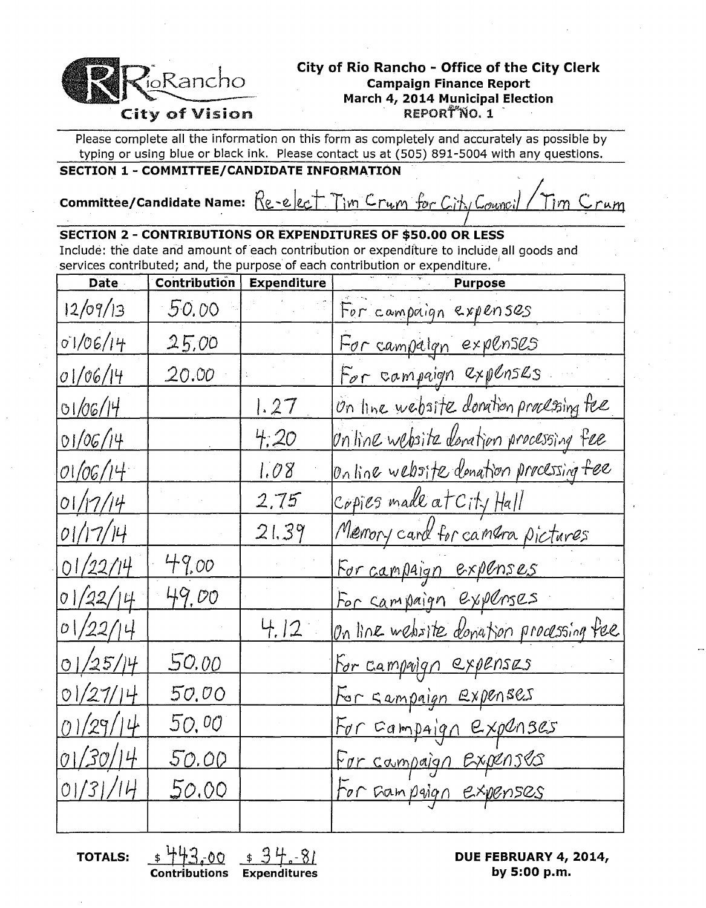RioRancho
City of Vision

# City of Rio Rancho - Office of the City Clerk

**Campaign Finance Report**
**March 4, 2014 Municipal Election**
**REPORT NO. 1**

Please complete all the information on this form as completely and accurately as possible by typing or using blue or black ink. Please contact us at (505) 891-5004 with any questions.

## SECTION 1 - COMMITTEE/CANDIDATE INFORMATION

**Committee/Candidate Name:** Re-elect Tim Crum for City Council / Tim Crum

## SECTION 2 - CONTRIBUTIONS OR EXPENDITURES OF $50.00 OR LESS

Include: the date and amount of each contribution or expenditure to include all goods and services contributed; and, the purpose of each contribution or expenditure.

| Date | Contribution | Expenditure | Purpose |
|---|---|---|---|
| 12/09/13 | 50.00 | | For campaign expenses |
| 01/06/14 | 25.00 | | For campaign expenses |
| 01/06/14 | 20.00 | | For campaign expenses |
| 01/06/14 | | 1.27 | On line website donation processing fee |
| 01/06/14 | | 4.20 | On line website donation processing fee |
| 01/06/14 | | 1.08 | On line website donation processing fee |
| 01/17/14 | | 2.75 | Copies made at City Hall |
| 01/17/14 | | 21.39 | Memory card for camera pictures |
| 01/22/14 | 49.00 | | For campaign expenses |
| 01/22/14 | 49.00 | | For campaign expenses |
| 01/22/14 | | 4.12 | On line website donation processing fee |
| 01/25/14 | 50.00 | | For campaign expenses |
| 01/27/14 | 50.00 | | For campaign expenses |
| 01/29/14 | 50.00 | | For campaign expenses |
| 01/30/14 | 50.00 | | For campaign expenses |
| 01/31/14 | 50.00 | | For campaign expenses |
| | | | |

**TOTALS:** $ 443.00 (Contributions) $ 34.81 (Expenditures)

**DUE FEBRUARY 4, 2014, by 5:00 p.m.**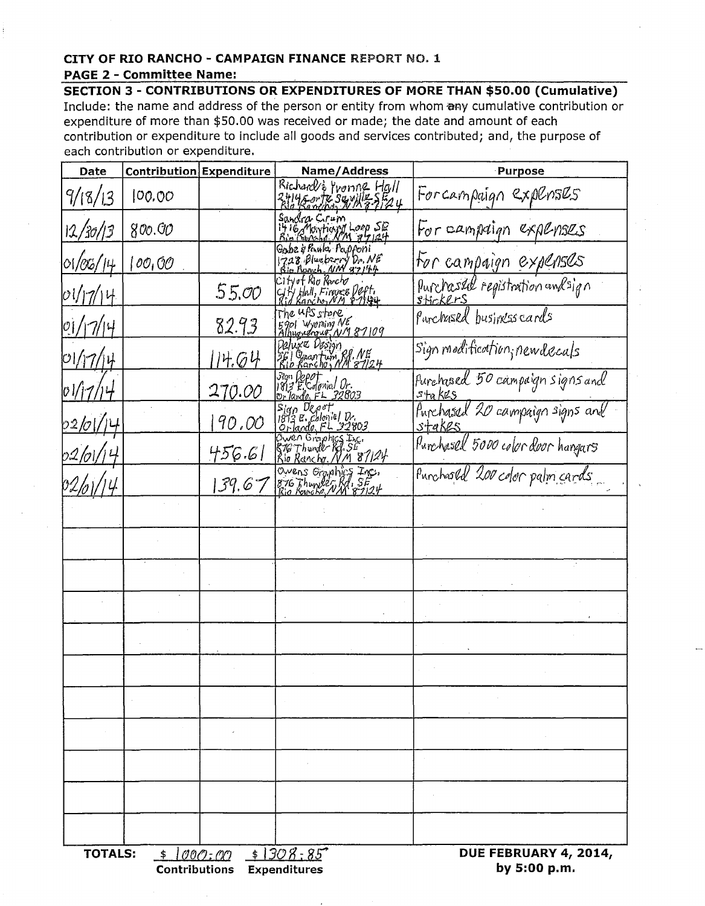**CITY OF RIO RANCHO - CAMPAIGN FINANCE REPORT NO. 1**

**PAGE 2 - Committee Name:**

## SECTION 3 - CONTRIBUTIONS OR EXPENDITURES OF MORE THAN $50.00 (Cumulative)

Include: the name and address of the person or entity from whom any cumulative contribution or expenditure of more than $50.00 was received or made; the date and amount of each contribution or expenditure to include all goods and services contributed; and, the purpose of each contribution or expenditure.

| Date | Contribution | Expenditure | Name/Address | Purpose |
|---|---|---|---|---|
| 9/18/13 | 100.00 | | Richard & Yvonne Hall 2414 Forte Seville SE Rio Rancho, NM 87124 | For campaign expenses |
| 12/30/13 | 800.00 | | Sandra Crum 1416 Montiano Loop SE Rio Rancho, NM 87124 | For campaign expenses |
| 01/06/14 | 100.00 | | Gabe & Paula Papponi 1728 Blueberry Dr. NE Rio Rancho, NM 87144 | For campaign expenses |
| 01/17/14 | | 55.00 | City of Rio Rancho City Hall, Finance Dept. Rio Rancho, NM 87144 | Purchased registration and sign stickers |
| 01/17/14 | | 82.93 | The UPS store 5901 Wyoming NE Albuquerque, NM 87109 | Purchased business cards |
| 01/17/14 | | 114.64 | Deluxe Design 561 Quantum Rd. NE Rio Rancho, NM 87124 | Sign modification; new decals |
| 01/17/14 | | 270.00 | Sign Depot 1813 E. Colonial Dr. Orlando, FL 32803 | Purchased 50 campaign signs and stakes |
| 02/01/14 | | 190.00 | Sign Depot 1813 E. Colonial Dr. Orlando, FL 32803 | Purchased 20 campaign signs and stakes |
| 02/01/14 | | 456.61 | Owen Graphics Inc. 876 Thunder Rd. SE Rio Rancho, NM 87124 | Purchased 5000 color door hangars |
| 02/01/14 | | 139.67 | Owens Graphics Inc. 876 Thunder Rd. SE Rio Rancho, NM 87124 | Purchased 200 color palm cards |
| | | | | |
| | | | | |
| | | | | |
| | | | | |
| | | | | |
| | | | | |
| | | | | |
| | | | | |
| | | | | |
| | | | | |
| | | | | |

**TOTALS:** $ 1000.00 (Contributions) $ 1308.85 (Expenditures)

**DUE FEBRUARY 4, 2014, by 5:00 p.m.**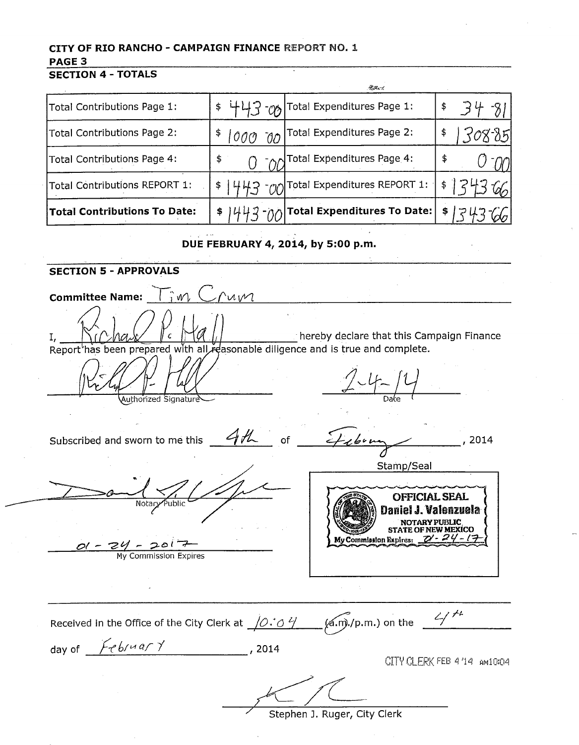**CITY OF RIO RANCHO - CAMPAIGN FINANCE REPORT NO. 1**
**PAGE 3**

## SECTION 4 - TOTALS

| | | | |
|---|---|---|---|
| Total Contributions Page 1: | $ 443-00 | Total Expenditures Page 1: | $ 34-81 |
| Total Contributions Page 2: | $ 1000-00 | Total Expenditures Page 2: | $ 1308-85 |
| Total Contributions Page 4: | $ 0-00 | Total Expenditures Page 4: | $ 0-00 |
| Total Contributions REPORT 1: | $ 1443-00 | Total Expenditures REPORT 1: | $ 1343-66 |
| **Total Contributions To Date:** | $ 1443-00 | **Total Expenditures To Date:** | $ 1343-66 |

**DUE FEBRUARY 4, 2014, by 5:00 p.m.**

## SECTION 5 - APPROVALS

**Committee Name:** Tim Crum

I, Richard P. Hall hereby declare that this Campaign Finance Report has been prepared with all reasonable diligence and is true and complete.

Authorized Signature: [signature]

Date: 2-4-14

Subscribed and sworn to me this 4th of February, 2014

Notary Public: [signature]

My Commission Expires: 01-24-2017

Stamp/Seal

OFFICIAL SEAL
Daniel J. Valenzuela
NOTARY PUBLIC
STATE OF NEW MEXICO
My Commission Expires: 01-24-17

Received in the Office of the City Clerk at 10:04 (a.m./p.m.) on the 4th day of February, 2014

CITY CLERK FEB 4 '14 AM10:04

[signature]

Stephen J. Ruger, City Clerk